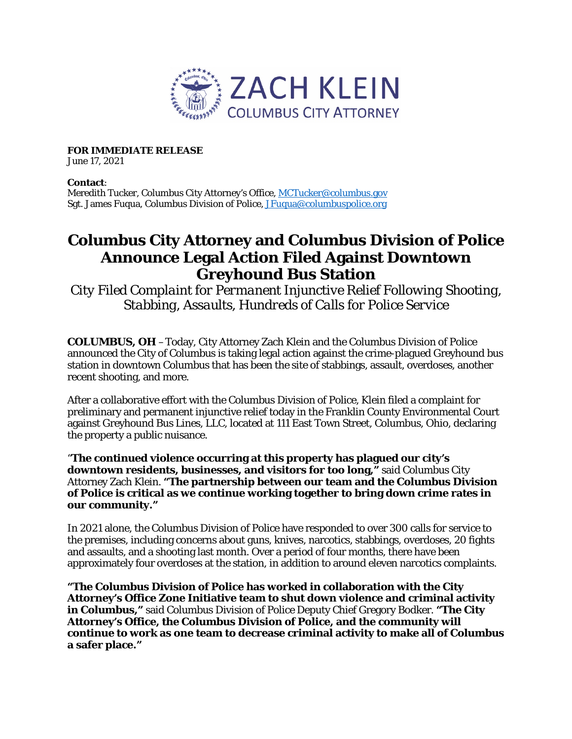ZACH KLEIN
COLUMBUS CITY ATTORNEY

**FOR IMMEDIATE RELEASE**
June 17, 2021

**Contact**:
Meredith Tucker, Columbus City Attorney's Office, MCTucker@columbus.gov
Sgt. James Fuqua, Columbus Division of Police, JFuqua@columbuspolice.org

# Columbus City Attorney and Columbus Division of Police Announce Legal Action Filed Against Downtown Greyhound Bus Station

*City Filed Complaint for Permanent Injunctive Relief Following Shooting, Stabbing, Assaults, Hundreds of Calls for Police Service*

**COLUMBUS, OH** – Today, City Attorney Zach Klein and the Columbus Division of Police announced the City of Columbus is taking legal action against the crime-plagued Greyhound bus station in downtown Columbus that has been the site of stabbings, assault, overdoses, another recent shooting, and more.

After a collaborative effort with the Columbus Division of Police, Klein filed a complaint for preliminary and permanent injunctive relief today in the Franklin County Environmental Court against Greyhound Bus Lines, LLC, located at 111 East Town Street, Columbus, Ohio, declaring the property a public nuisance.

"**The continued violence occurring at this property has plagued our city's downtown residents, businesses, and visitors for too long,"** said Columbus City Attorney Zach Klein. **"The partnership between our team and the Columbus Division of Police is critical as we continue working together to bring down crime rates in our community."**

In 2021 alone, the Columbus Division of Police have responded to over 300 calls for service to the premises, including concerns about guns, knives, narcotics, stabbings, overdoses, 20 fights and assaults, and a shooting last month. Over a period of four months, there have been approximately four overdoses at the station, in addition to around eleven narcotics complaints.

**"The Columbus Division of Police has worked in collaboration with the City Attorney's Office Zone Initiative team to shut down violence and criminal activity in Columbus,"** said Columbus Division of Police Deputy Chief Gregory Bodker. **"The City Attorney's Office, the Columbus Division of Police, and the community will continue to work as one team to decrease criminal activity to make all of Columbus a safer place."**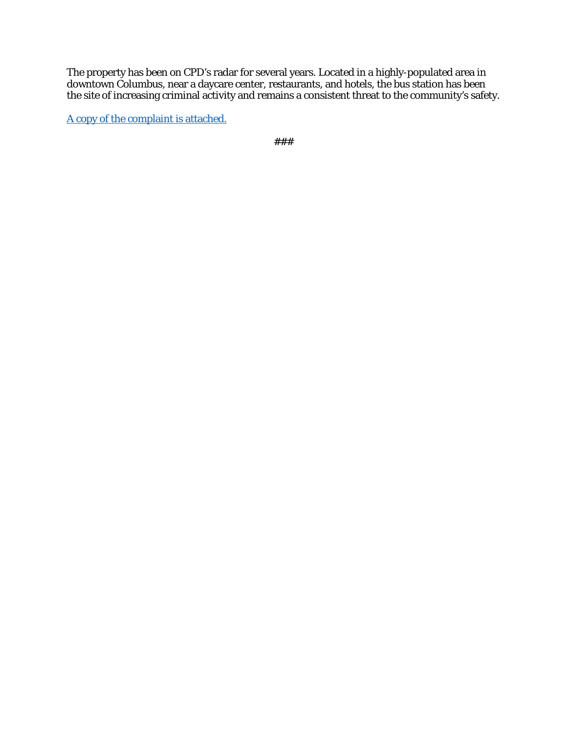The property has been on CPD’s radar for several years. Located in a highly-populated area in downtown Columbus, near a daycare center, restaurants, and hotels, the bus station has been the site of increasing criminal activity and remains a consistent threat to the community’s safety.

A copy of the complaint is attached.

###